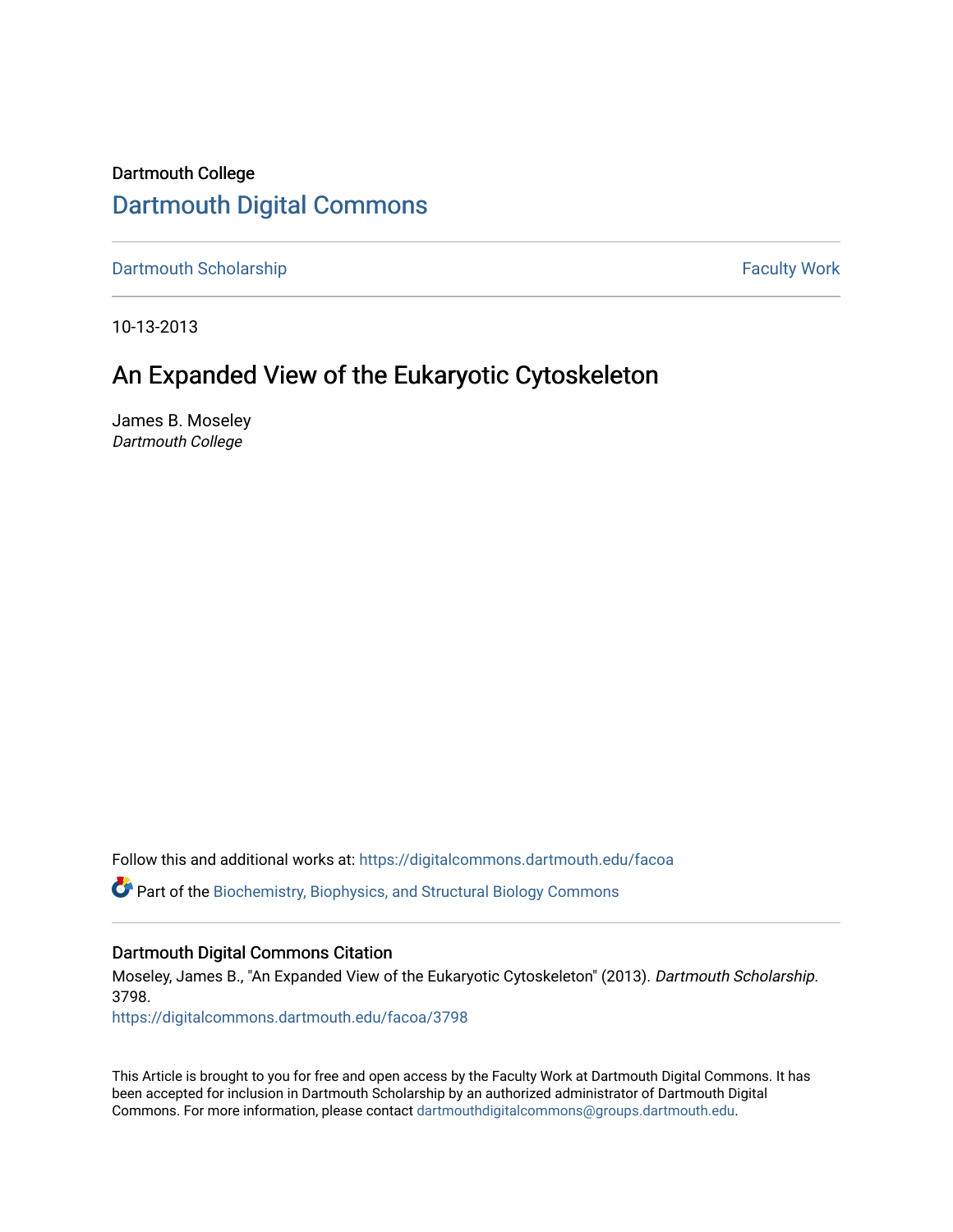Dartmouth College

# Dartmouth Digital Commons

Dartmouth Scholarship | Faculty Work

10-13-2013

## An Expanded View of the Eukaryotic Cytoskeleton

James B. Moseley
*Dartmouth College*

Follow this and additional works at: https://digitalcommons.dartmouth.edu/facoa

Part of the Biochemistry, Biophysics, and Structural Biology Commons

### Dartmouth Digital Commons Citation

Moseley, James B., "An Expanded View of the Eukaryotic Cytoskeleton" (2013). *Dartmouth Scholarship*. 3798.
https://digitalcommons.dartmouth.edu/facoa/3798

This Article is brought to you for free and open access by the Faculty Work at Dartmouth Digital Commons. It has been accepted for inclusion in Dartmouth Scholarship by an authorized administrator of Dartmouth Digital Commons. For more information, please contact dartmouthdigitalcommons@groups.dartmouth.edu.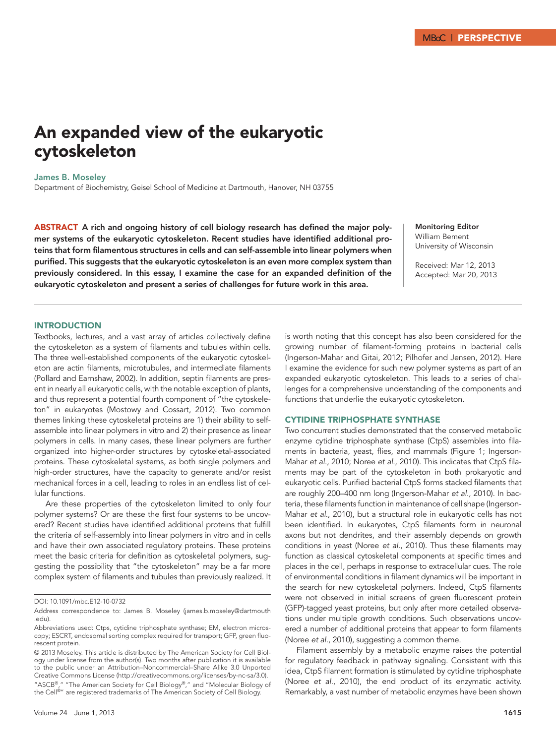# An expanded view of the eukaryotic cytoskeleton

**James B. Moseley**

Department of Biochemistry, Geisel School of Medicine at Dartmouth, Hanover, NH 03755

**ABSTRACT** **A rich and ongoing history of cell biology research has defined the major polymer systems of the eukaryotic cytoskeleton. Recent studies have identified additional proteins that form filamentous structures in cells and can self-assemble into linear polymers when purified. This suggests that the eukaryotic cytoskeleton is an even more complex system than previously considered. In this essay, I examine the case for an expanded definition of the eukaryotic cytoskeleton and present a series of challenges for future work in this area.**

**Monitoring Editor**
William Bement
University of Wisconsin

Received: Mar 12, 2013
Accepted: Mar 20, 2013

## INTRODUCTION

Textbooks, lectures, and a vast array of articles collectively define the cytoskeleton as a system of filaments and tubules within cells. The three well-established components of the eukaryotic cytoskeleton are actin filaments, microtubules, and intermediate filaments (Pollard and Earnshaw, 2002). In addition, septin filaments are present in nearly all eukaryotic cells, with the notable exception of plants, and thus represent a potential fourth component of "the cytoskeleton" in eukaryotes (Mostowy and Cossart, 2012). Two common themes linking these cytoskeletal proteins are 1) their ability to self-assemble into linear polymers in vitro and 2) their presence as linear polymers in cells. In many cases, these linear polymers are further organized into higher-order structures by cytoskeletal-associated proteins. These cytoskeletal systems, as both single polymers and high-order structures, have the capacity to generate and/or resist mechanical forces in a cell, leading to roles in an endless list of cellular functions.

Are these properties of the cytoskeleton limited to only four polymer systems? Or are these the first four systems to be uncovered? Recent studies have identified additional proteins that fulfill the criteria of self-assembly into linear polymers in vitro and in cells and have their own associated regulatory proteins. These proteins meet the basic criteria for definition as cytoskeletal polymers, suggesting the possibility that "the cytoskeleton" may be a far more complex system of filaments and tubules than previously realized. It is worth noting that this concept has also been considered for the growing number of filament-forming proteins in bacterial cells (Ingerson-Mahar and Gitai, 2012; Pilhofer and Jensen, 2012). Here I examine the evidence for such new polymer systems as part of an expanded eukaryotic cytoskeleton. This leads to a series of challenges for a comprehensive understanding of the components and functions that underlie the eukaryotic cytoskeleton.

## CYTIDINE TRIPHOSPHATE SYNTHASE

Two concurrent studies demonstrated that the conserved metabolic enzyme cytidine triphosphate synthase (CtpS) assembles into filaments in bacteria, yeast, flies, and mammals (Figure 1; Ingerson-Mahar *et al.*, 2010; Noree *et al.*, 2010). This indicates that CtpS filaments may be part of the cytoskeleton in both prokaryotic and eukaryotic cells. Purified bacterial CtpS forms stacked filaments that are roughly 200–400 nm long (Ingerson-Mahar *et al.*, 2010). In bacteria, these filaments function in maintenance of cell shape (Ingerson-Mahar *et al.*, 2010), but a structural role in eukaryotic cells has not been identified. In eukaryotes, CtpS filaments form in neuronal axons but not dendrites, and their assembly depends on growth conditions in yeast (Noree *et al.*, 2010). Thus these filaments may function as classical cytoskeletal components at specific times and places in the cell, perhaps in response to extracellular cues. The role of environmental conditions in filament dynamics will be important in the search for new cytoskeletal polymers. Indeed, CtpS filaments were not observed in initial screens of green fluorescent protein (GFP)-tagged yeast proteins, but only after more detailed observations under multiple growth conditions. Such observations uncovered a number of additional proteins that appear to form filaments (Noree *et al.*, 2010), suggesting a common theme.

Filament assembly by a metabolic enzyme raises the potential for regulatory feedback in pathway signaling. Consistent with this idea, CtpS filament formation is stimulated by cytidine triphosphate (Noree *et al.*, 2010), the end product of its enzymatic activity. Remarkably, a vast number of metabolic enzymes have been shown

DOI: 10.1091/mbc.E12-10-0732

Address correspondence to: James B. Moseley (james.b.moseley@dartmouth.edu).

Abbreviations used: Ctps, cytidine triphosphate synthase; EM, electron microscopy; ESCRT, endosomal sorting complex required for transport; GFP, green fluorescent protein.

© 2013 Moseley. This article is distributed by The American Society for Cell Biology under license from the author(s). Two months after publication it is available to the public under an Attribution–Noncommercial–Share Alike 3.0 Unported Creative Commons License (http://creativecommons.org/licenses/by-nc-sa/3.0).

"ASCB®," "The American Society for Cell Biology®," and "Molecular Biology of the Cell®" are registered trademarks of The American Society of Cell Biology.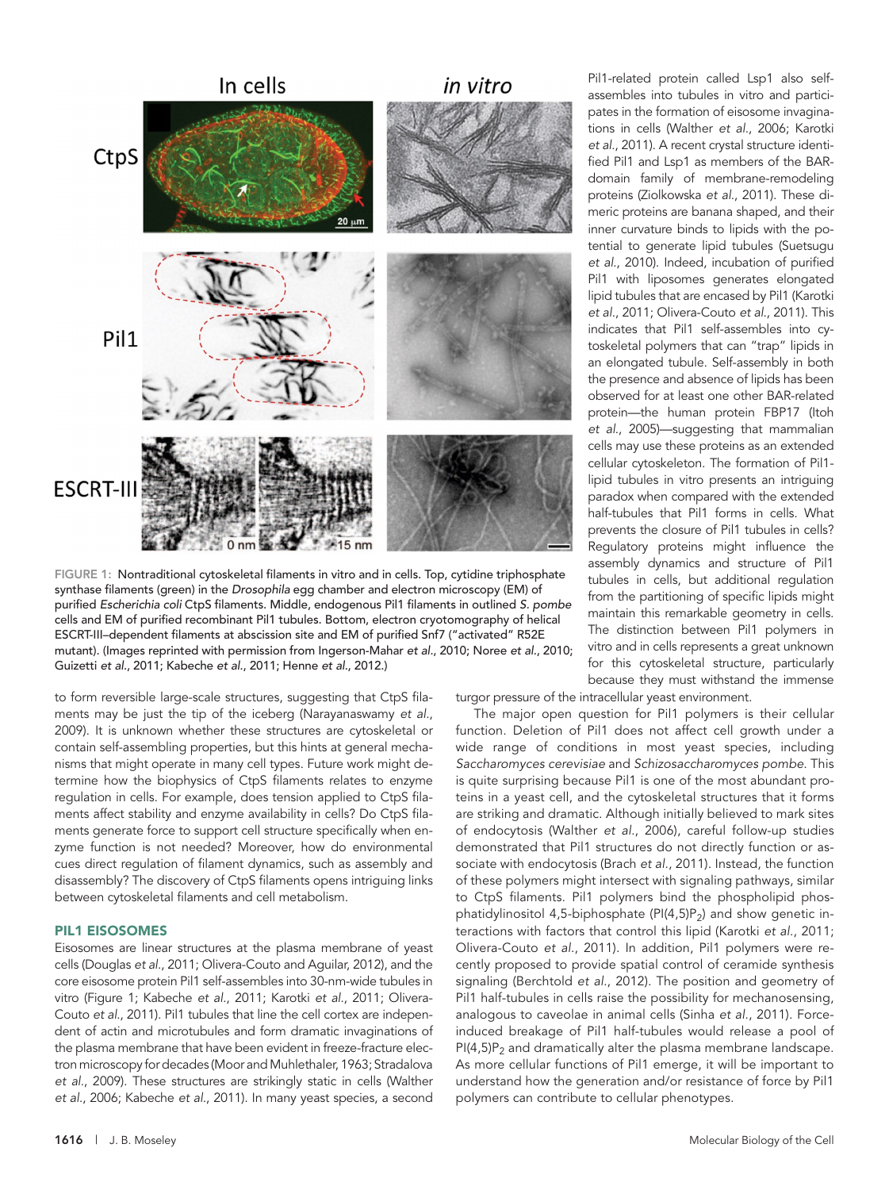FIGURE 1: Nontraditional cytoskeletal filaments in vitro and in cells. Top, cytidine triphosphate synthase filaments (green) in the *Drosophila* egg chamber and electron microscopy (EM) of purified *Escherichia coli* CtpS filaments. Middle, endogenous Pil1 filaments in outlined *S. pombe* cells and EM of purified recombinant Pil1 tubules. Bottom, electron cryotomography of helical ESCRT-III–dependent filaments at abscission site and EM of purified Snf7 ("activated" R52E mutant). (Images reprinted with permission from Ingerson-Mahar *et al.*, 2010; Noree *et al.*, 2010; Guizetti *et al.*, 2011; Kabeche *et al.*, 2011; Henne *et al.*, 2012.)

to form reversible large-scale structures, suggesting that CtpS filaments may be just the tip of the iceberg (Narayanaswamy *et al.*, 2009). It is unknown whether these structures are cytoskeletal or contain self-assembling properties, but this hints at general mechanisms that might operate in many cell types. Future work might determine how the biophysics of CtpS filaments relates to enzyme regulation in cells. For example, does tension applied to CtpS filaments affect stability and enzyme availability in cells? Do CtpS filaments generate force to support cell structure specifically when enzyme function is not needed? Moreover, how do environmental cues direct regulation of filament dynamics, such as assembly and disassembly? The discovery of CtpS filaments opens intriguing links between cytoskeletal filaments and cell metabolism.

## PIL1 EISOSOMES

Eisosomes are linear structures at the plasma membrane of yeast cells (Douglas *et al.*, 2011; Olivera-Couto and Aguilar, 2012), and the core eisosome protein Pil1 self-assembles into 30-nm-wide tubules in vitro (Figure 1; Kabeche *et al.*, 2011; Karotki *et al.*, 2011; Olivera-Couto *et al.*, 2011). Pil1 tubules that line the cell cortex are independent of actin and microtubules and form dramatic invaginations of the plasma membrane that have been evident in freeze-fracture electron microscopy for decades (Moor and Muhlethaler, 1963; Stradalova *et al.*, 2009). These structures are strikingly static in cells (Walther *et al.*, 2006; Kabeche *et al.*, 2011). In many yeast species, a second Pil1-related protein called Lsp1 also self-assembles into tubules in vitro and participates in the formation of eisosome invaginations in cells (Walther *et al.*, 2006; Karotki *et al.*, 2011). A recent crystal structure identified Pil1 and Lsp1 as members of the BAR-domain family of membrane-remodeling proteins (Ziolkowska *et al.*, 2011). These dimeric proteins are banana shaped, and their inner curvature binds to lipids with the potential to generate lipid tubules (Suetsugu *et al.*, 2010). Indeed, incubation of purified Pil1 with liposomes generates elongated lipid tubules that are encased by Pil1 (Karotki *et al.*, 2011; Olivera-Couto *et al.*, 2011). This indicates that Pil1 self-assembles into cytoskeletal polymers that can "trap" lipids in an elongated tubule. Self-assembly in both the presence and absence of lipids has been observed for at least one other BAR-related protein—the human protein FBP17 (Itoh *et al.*, 2005)—suggesting that mammalian cells may use these proteins as an extended cellular cytoskeleton. The formation of Pil1-lipid tubules in vitro presents an intriguing paradox when compared with the extended half-tubules that Pil1 forms in cells. What prevents the closure of Pil1 tubules in cells? Regulatory proteins might influence the assembly dynamics and structure of Pil1 tubules in cells, but additional regulation from the partitioning of specific lipids might maintain this remarkable geometry in cells. The distinction between Pil1 polymers in vitro and in cells represents a great unknown for this cytoskeletal structure, particularly because they must withstand the immense turgor pressure of the intracellular yeast environment.

The major open question for Pil1 polymers is their cellular function. Deletion of Pil1 does not affect cell growth under a wide range of conditions in most yeast species, including *Saccharomyces cerevisiae* and *Schizosaccharomyces pombe*. This is quite surprising because Pil1 is one of the most abundant proteins in a yeast cell, and the cytoskeletal structures that it forms are striking and dramatic. Although initially believed to mark sites of endocytosis (Walther *et al.*, 2006), careful follow-up studies demonstrated that Pil1 structures do not directly function or associate with endocytosis (Brach *et al.*, 2011). Instead, the function of these polymers might intersect with signaling pathways, similar to CtpS filaments. Pil1 polymers bind the phospholipid phosphatidylinositol 4,5-biphosphate ($PI(4,5)P_2$) and show genetic interactions with factors that control this lipid (Karotki *et al.*, 2011; Olivera-Couto *et al.*, 2011). In addition, Pil1 polymers were recently proposed to provide spatial control of ceramide synthesis signaling (Berchtold *et al.*, 2012). The position and geometry of Pil1 half-tubules in cells raise the possibility for mechanosensing, analogous to caveolae in animal cells (Sinha *et al.*, 2011). Force-induced breakage of Pil1 half-tubules would release a pool of $PI(4,5)P_2$ and dramatically alter the plasma membrane landscape. As more cellular functions of Pil1 emerge, it will be important to understand how the generation and/or resistance of force by Pil1 polymers can contribute to cellular phenotypes.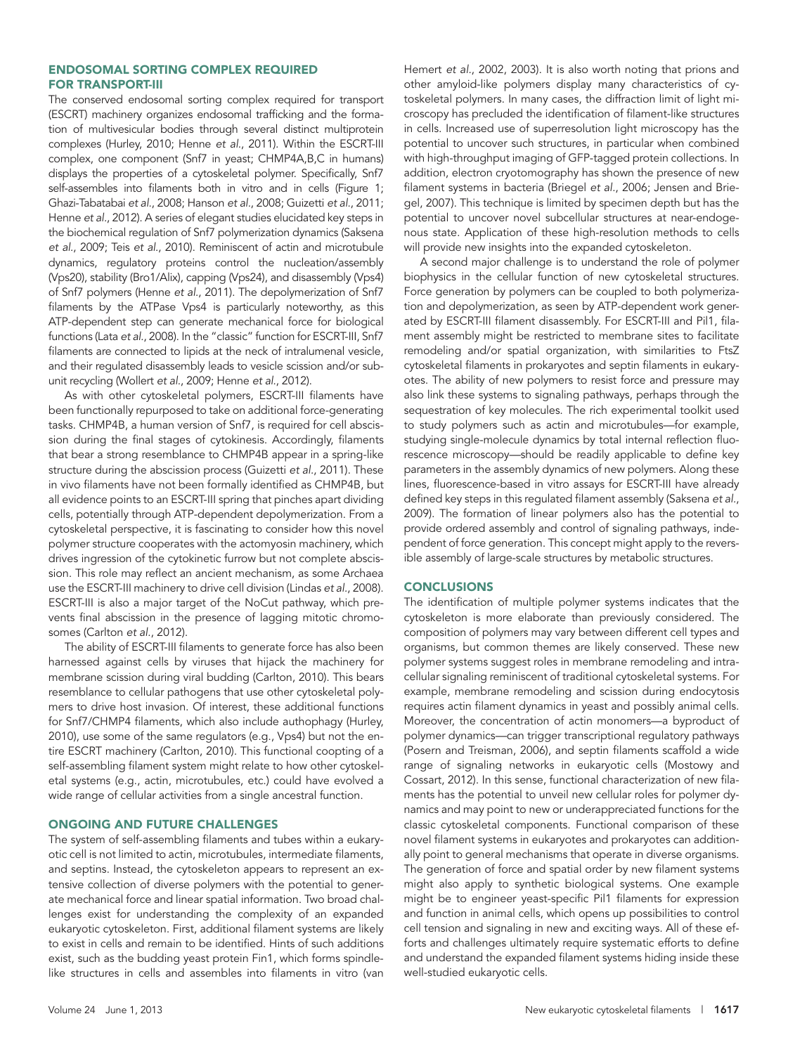## ENDOSOMAL SORTING COMPLEX REQUIRED FOR TRANSPORT-III

The conserved endosomal sorting complex required for transport (ESCRT) machinery organizes endosomal trafficking and the formation of multivesicular bodies through several distinct multiprotein complexes (Hurley, 2010; Henne *et al.*, 2011). Within the ESCRT-III complex, one component (Snf7 in yeast; CHMP4A,B,C in humans) displays the properties of a cytoskeletal polymer. Specifically, Snf7 self-assembles into filaments both in vitro and in cells (Figure 1; Ghazi-Tabatabai *et al.*, 2008; Hanson *et al.*, 2008; Guizetti *et al.*, 2011; Henne *et al.*, 2012). A series of elegant studies elucidated key steps in the biochemical regulation of Snf7 polymerization dynamics (Saksena *et al.*, 2009; Teis *et al.*, 2010). Reminiscent of actin and microtubule dynamics, regulatory proteins control the nucleation/assembly (Vps20), stability (Bro1/Alix), capping (Vps24), and disassembly (Vps4) of Snf7 polymers (Henne *et al.*, 2011). The depolymerization of Snf7 filaments by the ATPase Vps4 is particularly noteworthy, as this ATP-dependent step can generate mechanical force for biological functions (Lata *et al.*, 2008). In the "classic" function for ESCRT-III, Snf7 filaments are connected to lipids at the neck of intralumenal vesicle, and their regulated disassembly leads to vesicle scission and/or subunit recycling (Wollert *et al.*, 2009; Henne *et al.*, 2012).

As with other cytoskeletal polymers, ESCRT-III filaments have been functionally repurposed to take on additional force-generating tasks. CHMP4B, a human version of Snf7, is required for cell abscission during the final stages of cytokinesis. Accordingly, filaments that bear a strong resemblance to CHMP4B appear in a spring-like structure during the abscission process (Guizetti *et al.*, 2011). These in vivo filaments have not been formally identified as CHMP4B, but all evidence points to an ESCRT-III spring that pinches apart dividing cells, potentially through ATP-dependent depolymerization. From a cytoskeletal perspective, it is fascinating to consider how this novel polymer structure cooperates with the actomyosin machinery, which drives ingression of the cytokinetic furrow but not complete abscission. This role may reflect an ancient mechanism, as some Archaea use the ESCRT-III machinery to drive cell division (Lindas *et al.*, 2008). ESCRT-III is also a major target of the NoCut pathway, which prevents final abscission in the presence of lagging mitotic chromosomes (Carlton *et al.*, 2012).

The ability of ESCRT-III filaments to generate force has also been harnessed against cells by viruses that hijack the machinery for membrane scission during viral budding (Carlton, 2010). This bears resemblance to cellular pathogens that use other cytoskeletal polymers to drive host invasion. Of interest, these additional functions for Snf7/CHMP4 filaments, which also include authophagy (Hurley, 2010), use some of the same regulators (e.g., Vps4) but not the entire ESCRT machinery (Carlton, 2010). This functional coopting of a self-assembling filament system might relate to how other cytoskeletal systems (e.g., actin, microtubules, etc.) could have evolved a wide range of cellular activities from a single ancestral function.

## ONGOING AND FUTURE CHALLENGES

The system of self-assembling filaments and tubes within a eukaryotic cell is not limited to actin, microtubules, intermediate filaments, and septins. Instead, the cytoskeleton appears to represent an extensive collection of diverse polymers with the potential to generate mechanical force and linear spatial information. Two broad challenges exist for understanding the complexity of an expanded eukaryotic cytoskeleton. First, additional filament systems are likely to exist in cells and remain to be identified. Hints of such additions exist, such as the budding yeast protein Fin1, which forms spindle-like structures in cells and assembles into filaments in vitro (van Hemert *et al.*, 2002, 2003). It is also worth noting that prions and other amyloid-like polymers display many characteristics of cytoskeletal polymers. In many cases, the diffraction limit of light microscopy has precluded the identification of filament-like structures in cells. Increased use of superresolution light microscopy has the potential to uncover such structures, in particular when combined with high-throughput imaging of GFP-tagged protein collections. In addition, electron cryotomography has shown the presence of new filament systems in bacteria (Briegel *et al.*, 2006; Jensen and Briegel, 2007). This technique is limited by specimen depth but has the potential to uncover novel subcellular structures at near-endogenous state. Application of these high-resolution methods to cells will provide new insights into the expanded cytoskeleton.

A second major challenge is to understand the role of polymer biophysics in the cellular function of new cytoskeletal structures. Force generation by polymers can be coupled to both polymerization and depolymerization, as seen by ATP-dependent work generated by ESCRT-III filament disassembly. For ESCRT-III and Pil1, filament assembly might be restricted to membrane sites to facilitate remodeling and/or spatial organization, with similarities to FtsZ cytoskeletal filaments in prokaryotes and septin filaments in eukaryotes. The ability of new polymers to resist force and pressure may also link these systems to signaling pathways, perhaps through the sequestration of key molecules. The rich experimental toolkit used to study polymers such as actin and microtubules—for example, studying single-molecule dynamics by total internal reflection fluorescence microscopy—should be readily applicable to define key parameters in the assembly dynamics of new polymers. Along these lines, fluorescence-based in vitro assays for ESCRT-III have already defined key steps in this regulated filament assembly (Saksena *et al.*, 2009). The formation of linear polymers also has the potential to provide ordered assembly and control of signaling pathways, independent of force generation. This concept might apply to the reversible assembly of large-scale structures by metabolic structures.

## CONCLUSIONS

The identification of multiple polymer systems indicates that the cytoskeleton is more elaborate than previously considered. The composition of polymers may vary between different cell types and organisms, but common themes are likely conserved. These new polymer systems suggest roles in membrane remodeling and intracellular signaling reminiscent of traditional cytoskeletal systems. For example, membrane remodeling and scission during endocytosis requires actin filament dynamics in yeast and possibly animal cells. Moreover, the concentration of actin monomers—a byproduct of polymer dynamics—can trigger transcriptional regulatory pathways (Posern and Treisman, 2006), and septin filaments scaffold a wide range of signaling networks in eukaryotic cells (Mostowy and Cossart, 2012). In this sense, functional characterization of new filaments has the potential to unveil new cellular roles for polymer dynamics and may point to new or underappreciated functions for the classic cytoskeletal components. Functional comparison of these novel filament systems in eukaryotes and prokaryotes can additionally point to general mechanisms that operate in diverse organisms. The generation of force and spatial order by new filament systems might also apply to synthetic biological systems. One example might be to engineer yeast-specific Pil1 filaments for expression and function in animal cells, which opens up possibilities to control cell tension and signaling in new and exciting ways. All of these efforts and challenges ultimately require systematic efforts to define and understand the expanded filament systems hiding inside these well-studied eukaryotic cells.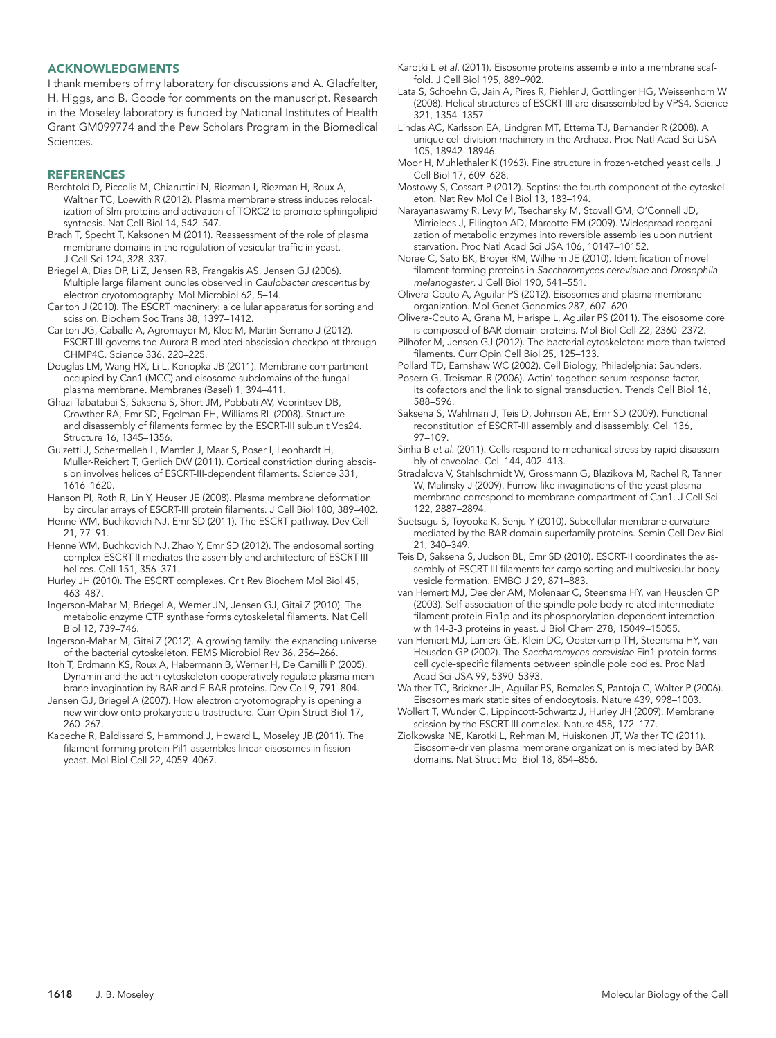## ACKNOWLEDGMENTS

I thank members of my laboratory for discussions and A. Gladfelter, H. Higgs, and B. Goode for comments on the manuscript. Research in the Moseley laboratory is funded by National Institutes of Health Grant GM099774 and the Pew Scholars Program in the Biomedical Sciences.

## REFERENCES

Berchtold D, Piccolis M, Chiaruttini N, Riezman I, Riezman H, Roux A, Walther TC, Loewith R (2012). Plasma membrane stress induces relocalization of Slm proteins and activation of TORC2 to promote sphingolipid synthesis. Nat Cell Biol 14, 542–547.

Brach T, Specht T, Kaksonen M (2011). Reassessment of the role of plasma membrane domains in the regulation of vesicular traffic in yeast. J Cell Sci 124, 328–337.

Briegel A, Dias DP, Li Z, Jensen RB, Frangakis AS, Jensen GJ (2006). Multiple large filament bundles observed in *Caulobacter crescentus* by electron cryotomography. Mol Microbiol 62, 5–14.

Carlton J (2010). The ESCRT machinery: a cellular apparatus for sorting and scission. Biochem Soc Trans 38, 1397–1412.

Carlton JG, Caballe A, Agromayor M, Kloc M, Martin-Serrano J (2012). ESCRT-III governs the Aurora B-mediated abscission checkpoint through CHMP4C. Science 336, 220–225.

Douglas LM, Wang HX, Li L, Konopka JB (2011). Membrane compartment occupied by Can1 (MCC) and eisosome subdomains of the fungal plasma membrane. Membranes (Basel) 1, 394–411.

Ghazi-Tabatabai S, Saksena S, Short JM, Pobbati AV, Veprintsev DB, Crowther RA, Emr SD, Egelman EH, Williams RL (2008). Structure and disassembly of filaments formed by the ESCRT-III subunit Vps24. Structure 16, 1345–1356.

Guizetti J, Schermelleh L, Mantler J, Maar S, Poser I, Leonhardt H, Muller-Reichert T, Gerlich DW (2011). Cortical constriction during abscission involves helices of ESCRT-III-dependent filaments. Science 331, 1616–1620.

Hanson PI, Roth R, Lin Y, Heuser JE (2008). Plasma membrane deformation by circular arrays of ESCRT-III protein filaments. J Cell Biol 180, 389–402.

Henne WM, Buchkovich NJ, Emr SD (2011). The ESCRT pathway. Dev Cell 21, 77–91.

Henne WM, Buchkovich NJ, Zhao Y, Emr SD (2012). The endosomal sorting complex ESCRT-II mediates the assembly and architecture of ESCRT-III helices. Cell 151, 356–371.

Hurley JH (2010). The ESCRT complexes. Crit Rev Biochem Mol Biol 45, 463–487.

Ingerson-Mahar M, Briegel A, Werner JN, Jensen GJ, Gitai Z (2010). The metabolic enzyme CTP synthase forms cytoskeletal filaments. Nat Cell Biol 12, 739–746.

Ingerson-Mahar M, Gitai Z (2012). A growing family: the expanding universe of the bacterial cytoskeleton. FEMS Microbiol Rev 36, 256–266.

Itoh T, Erdmann KS, Roux A, Habermann B, Werner H, De Camilli P (2005). Dynamin and the actin cytoskeleton cooperatively regulate plasma membrane invagination by BAR and F-BAR proteins. Dev Cell 9, 791–804.

Jensen GJ, Briegel A (2007). How electron cryotomography is opening a new window onto prokaryotic ultrastructure. Curr Opin Struct Biol 17, 260–267.

Kabeche R, Baldissard S, Hammond J, Howard L, Moseley JB (2011). The filament-forming protein Pil1 assembles linear eisosomes in fission yeast. Mol Biol Cell 22, 4059–4067.

Karotki L *et al.* (2011). Eisosome proteins assemble into a membrane scaffold. J Cell Biol 195, 889–902.

Lata S, Schoehn G, Jain A, Pires R, Piehler J, Gottlinger HG, Weissenhorn W (2008). Helical structures of ESCRT-III are disassembled by VPS4. Science 321, 1354–1357.

Lindas AC, Karlsson EA, Lindgren MT, Ettema TJ, Bernander R (2008). A unique cell division machinery in the Archaea. Proc Natl Acad Sci USA 105, 18942–18946.

Moor H, Muhlethaler K (1963). Fine structure in frozen-etched yeast cells. J Cell Biol 17, 609–628.

Mostowy S, Cossart P (2012). Septins: the fourth component of the cytoskeleton. Nat Rev Mol Cell Biol 13, 183–194.

Narayanaswamy R, Levy M, Tsechansky M, Stovall GM, O'Connell JD, Mirrielees J, Ellington AD, Marcotte EM (2009). Widespread reorganization of metabolic enzymes into reversible assemblies upon nutrient starvation. Proc Natl Acad Sci USA 106, 10147–10152.

Noree C, Sato BK, Broyer RM, Wilhelm JE (2010). Identification of novel filament-forming proteins in *Saccharomyces cerevisiae* and *Drosophila melanogaster*. J Cell Biol 190, 541–551.

Olivera-Couto A, Aguilar PS (2012). Eisosomes and plasma membrane organization. Mol Genet Genomics 287, 607–620.

Olivera-Couto A, Grana M, Harispe L, Aguilar PS (2011). The eisosome core is composed of BAR domain proteins. Mol Biol Cell 22, 2360–2372.

Pilhofer M, Jensen GJ (2012). The bacterial cytoskeleton: more than twisted filaments. Curr Opin Cell Biol 25, 125–133.

Pollard TD, Earnshaw WC (2002). Cell Biology, Philadelphia: Saunders.

Posern G, Treisman R (2006). Actin' together: serum response factor, its cofactors and the link to signal transduction. Trends Cell Biol 16, 588–596.

Saksena S, Wahlman J, Teis D, Johnson AE, Emr SD (2009). Functional reconstitution of ESCRT-III assembly and disassembly. Cell 136, 97–109.

Sinha B *et al.* (2011). Cells respond to mechanical stress by rapid disassembly of caveolae. Cell 144, 402–413.

Stradalova V, Stahlschmidt W, Grossmann G, Blazikova M, Rachel R, Tanner W, Malinsky J (2009). Furrow-like invaginations of the yeast plasma membrane correspond to membrane compartment of Can1. J Cell Sci 122, 2887–2894.

Suetsugu S, Toyooka K, Senju Y (2010). Subcellular membrane curvature mediated by the BAR domain superfamily proteins. Semin Cell Dev Biol 21, 340–349.

Teis D, Saksena S, Judson BL, Emr SD (2010). ESCRT-II coordinates the assembly of ESCRT-III filaments for cargo sorting and multivesicular body vesicle formation. EMBO J 29, 871–883.

van Hemert MJ, Deelder AM, Molenaar C, Steensma HY, van Heusden GP (2003). Self-association of the spindle pole body-related intermediate filament protein Fin1p and its phosphorylation-dependent interaction with 14-3-3 proteins in yeast. J Biol Chem 278, 15049–15055.

van Hemert MJ, Lamers GE, Klein DC, Oosterkamp TH, Steensma HY, van Heusden GP (2002). The *Saccharomyces cerevisiae* Fin1 protein forms cell cycle-specific filaments between spindle pole bodies. Proc Natl Acad Sci USA 99, 5390–5393.

Walther TC, Brickner JH, Aguilar PS, Bernales S, Pantoja C, Walter P (2006). Eisosomes mark static sites of endocytosis. Nature 439, 998–1003.

Wollert T, Wunder C, Lippincott-Schwartz J, Hurley JH (2009). Membrane scission by the ESCRT-III complex. Nature 458, 172–177.

Ziolkowska NE, Karotki L, Rehman M, Huiskonen JT, Walther TC (2011). Eisosome-driven plasma membrane organization is mediated by BAR domains. Nat Struct Mol Biol 18, 854–856.